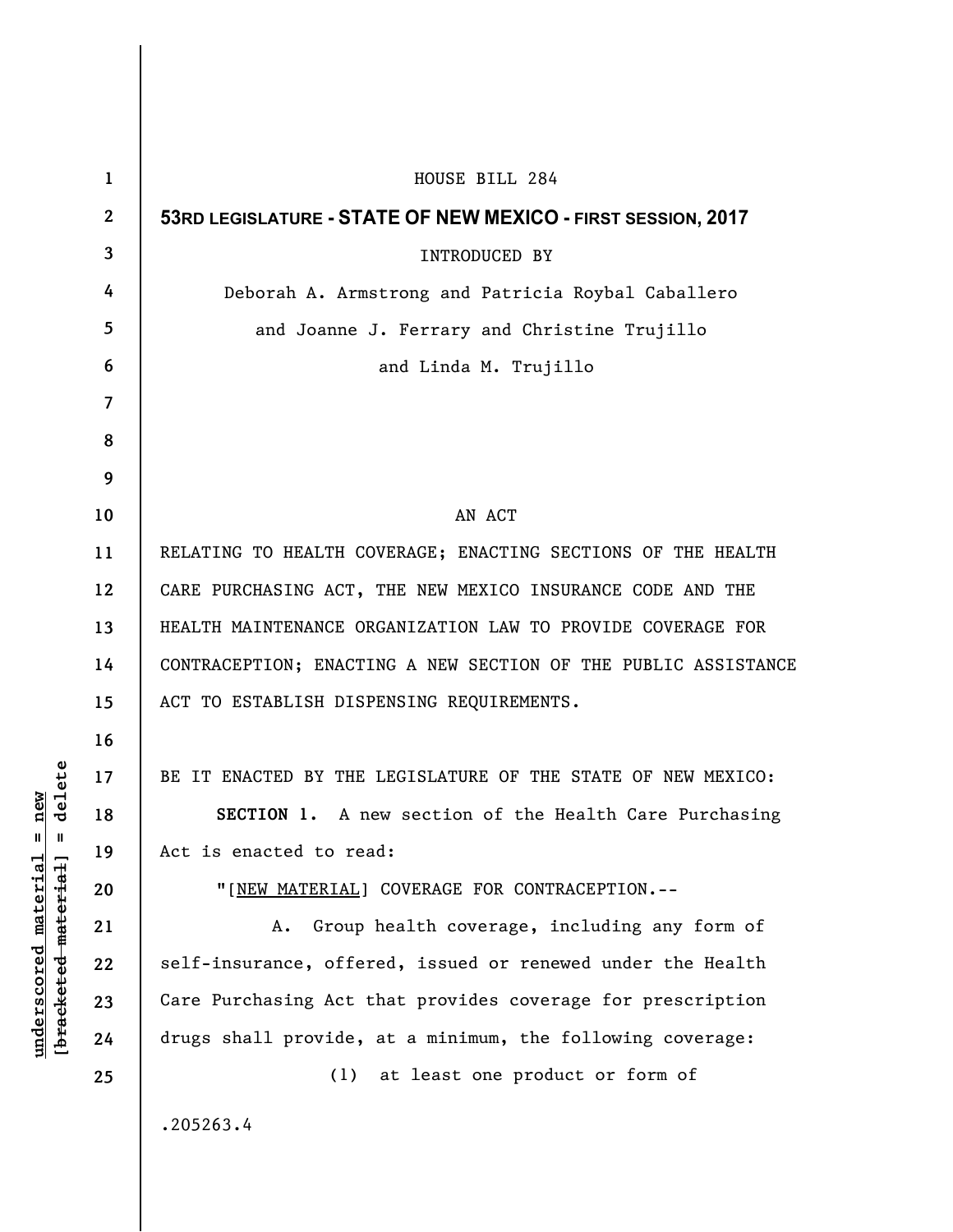HOUSE BILL 284

**53RD LEGISLATURE - STATE OF NEW MEXICO - FIRST SESSION, 2017**

INTRODUCED BY

Deborah A. Armstrong and Patricia Roybal Caballero and Joanne J. Ferrary and Christine Trujillo and Linda M. Trujillo

AN ACT

RELATING TO HEALTH COVERAGE; ENACTING SECTIONS OF THE HEALTH CARE PURCHASING ACT, THE NEW MEXICO INSURANCE CODE AND THE HEALTH MAINTENANCE ORGANIZATION LAW TO PROVIDE COVERAGE FOR CONTRACEPTION; ENACTING A NEW SECTION OF THE PUBLIC ASSISTANCE ACT TO ESTABLISH DISPENSING REQUIREMENTS.

BE IT ENACTED BY THE LEGISLATURE OF THE STATE OF NEW MEXICO:

**SECTION 1.** A new section of the Health Care Purchasing Act is enacted to read:

"[NEW MATERIAL] COVERAGE FOR CONTRACEPTION.--

A. Group health coverage, including any form of self-insurance, offered, issued or renewed under the Health Care Purchasing Act that provides coverage for prescription drugs shall provide, at a minimum, the following coverage:

(1) at least one product or form of

.205263.4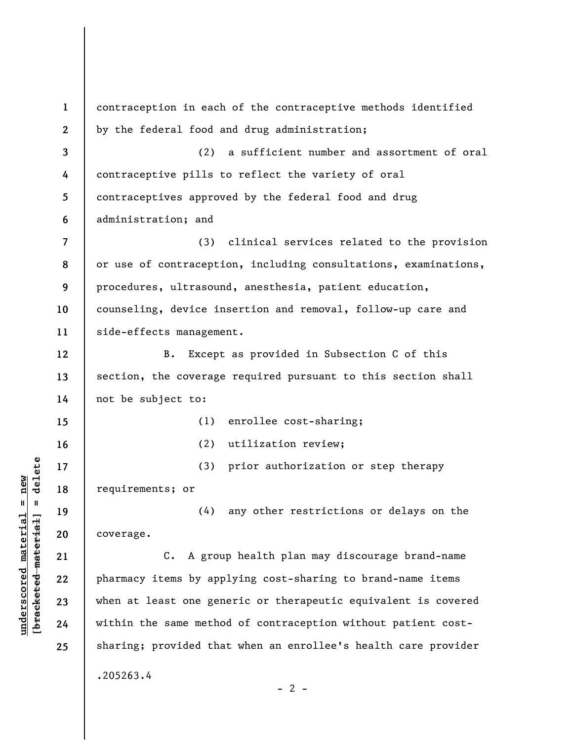contraception in each of the contraceptive methods identified by the federal food and drug administration;

(2) a sufficient number and assortment of oral contraceptive pills to reflect the variety of oral contraceptives approved by the federal food and drug administration; and

(3) clinical services related to the provision or use of contraception, including consultations, examinations, procedures, ultrasound, anesthesia, patient education, counseling, device insertion and removal, follow-up care and side-effects management.

B. Except as provided in Subsection C of this section, the coverage required pursuant to this section shall not be subject to:

(1) enrollee cost-sharing;

(2) utilization review;

(3) prior authorization or step therapy requirements; or

(4) any other restrictions or delays on the coverage.

C. A group health plan may discourage brand-name pharmacy items by applying cost-sharing to brand-name items when at least one generic or therapeutic equivalent is covered within the same method of contraception without patient cost-sharing; provided that when an enrollee's health care provider

.205263.4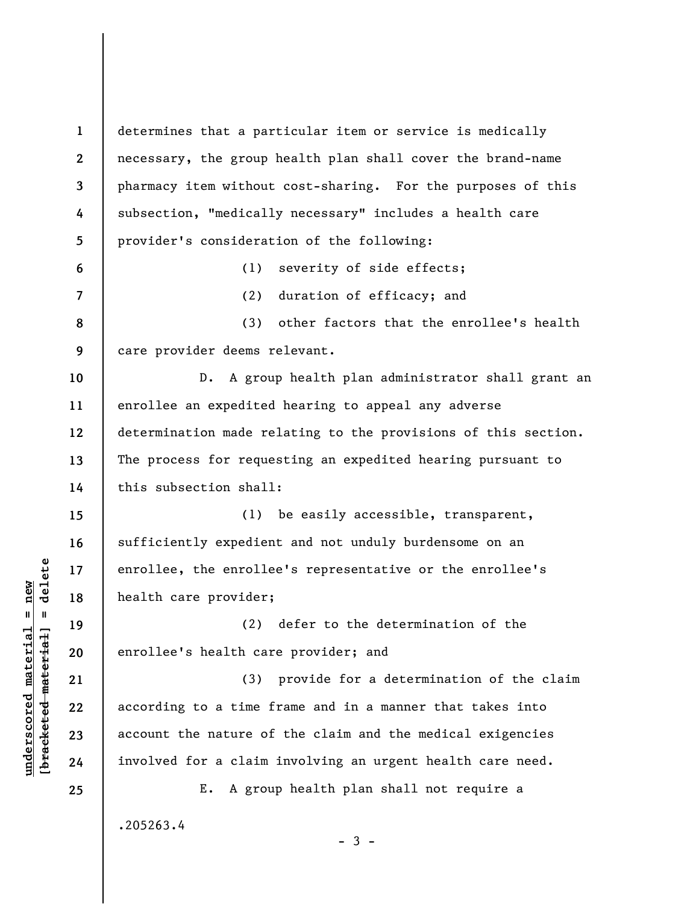determines that a particular item or service is medically necessary, the group health plan shall cover the brand-name pharmacy item without cost-sharing. For the purposes of this subsection, "medically necessary" includes a health care provider's consideration of the following:

(1) severity of side effects;

(2) duration of efficacy; and

(3) other factors that the enrollee's health care provider deems relevant.

D. A group health plan administrator shall grant an enrollee an expedited hearing to appeal any adverse determination made relating to the provisions of this section. The process for requesting an expedited hearing pursuant to this subsection shall:

(1) be easily accessible, transparent, sufficiently expedient and not unduly burdensome on an enrollee, the enrollee's representative or the enrollee's health care provider;

(2) defer to the determination of the enrollee's health care provider; and

(3) provide for a determination of the claim according to a time frame and in a manner that takes into account the nature of the claim and the medical exigencies involved for a claim involving an urgent health care need.

E. A group health plan shall not require a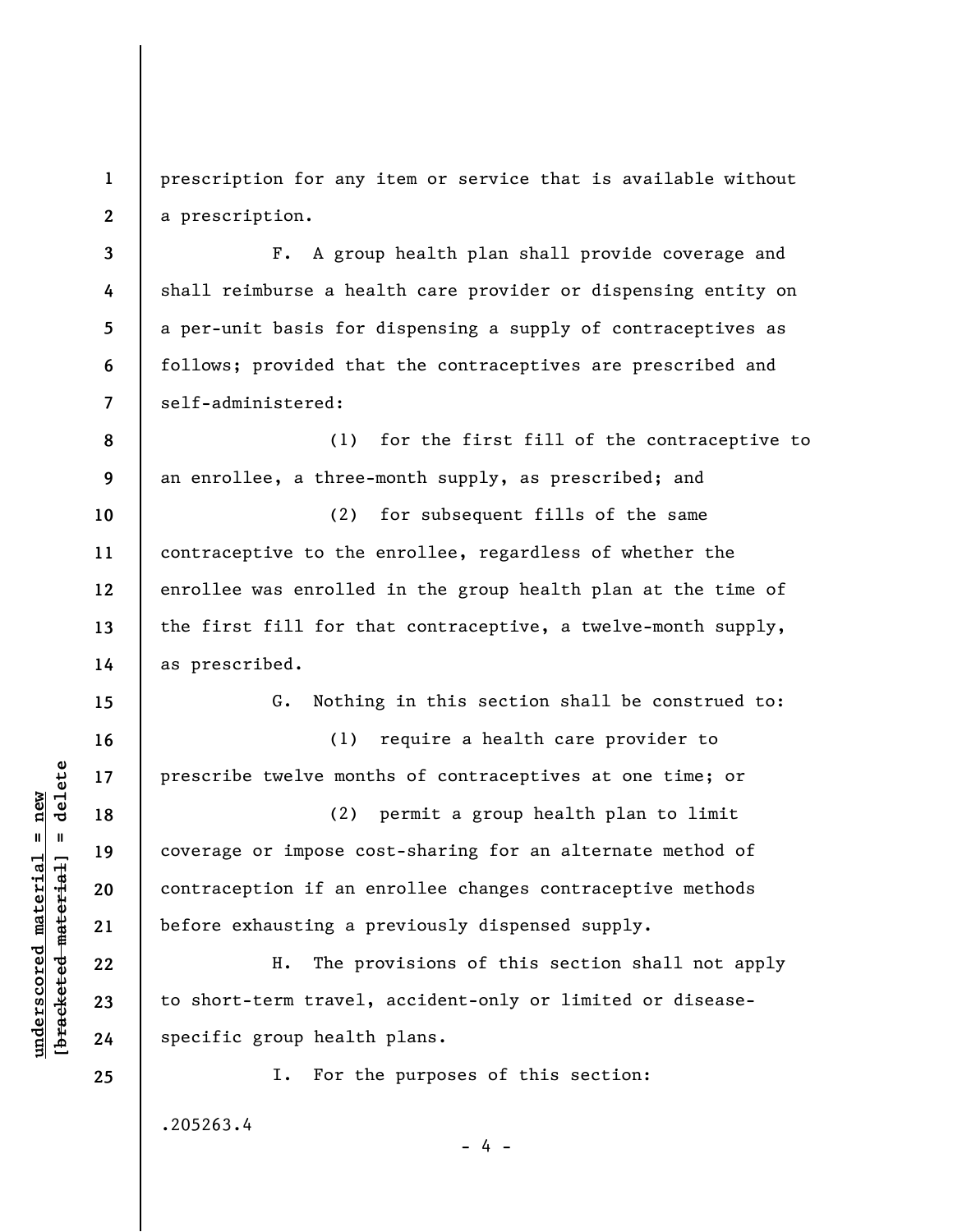prescription for any item or service that is available without a prescription.

F. A group health plan shall provide coverage and shall reimburse a health care provider or dispensing entity on a per-unit basis for dispensing a supply of contraceptives as follows; provided that the contraceptives are prescribed and self-administered:

(1) for the first fill of the contraceptive to an enrollee, a three-month supply, as prescribed; and

(2) for subsequent fills of the same contraceptive to the enrollee, regardless of whether the enrollee was enrolled in the group health plan at the time of the first fill for that contraceptive, a twelve-month supply, as prescribed.

G. Nothing in this section shall be construed to:

(1) require a health care provider to prescribe twelve months of contraceptives at one time; or

(2) permit a group health plan to limit coverage or impose cost-sharing for an alternate method of contraception if an enrollee changes contraceptive methods before exhausting a previously dispensed supply.

H. The provisions of this section shall not apply to short-term travel, accident-only or limited or disease-specific group health plans.

I. For the purposes of this section:

.205263.4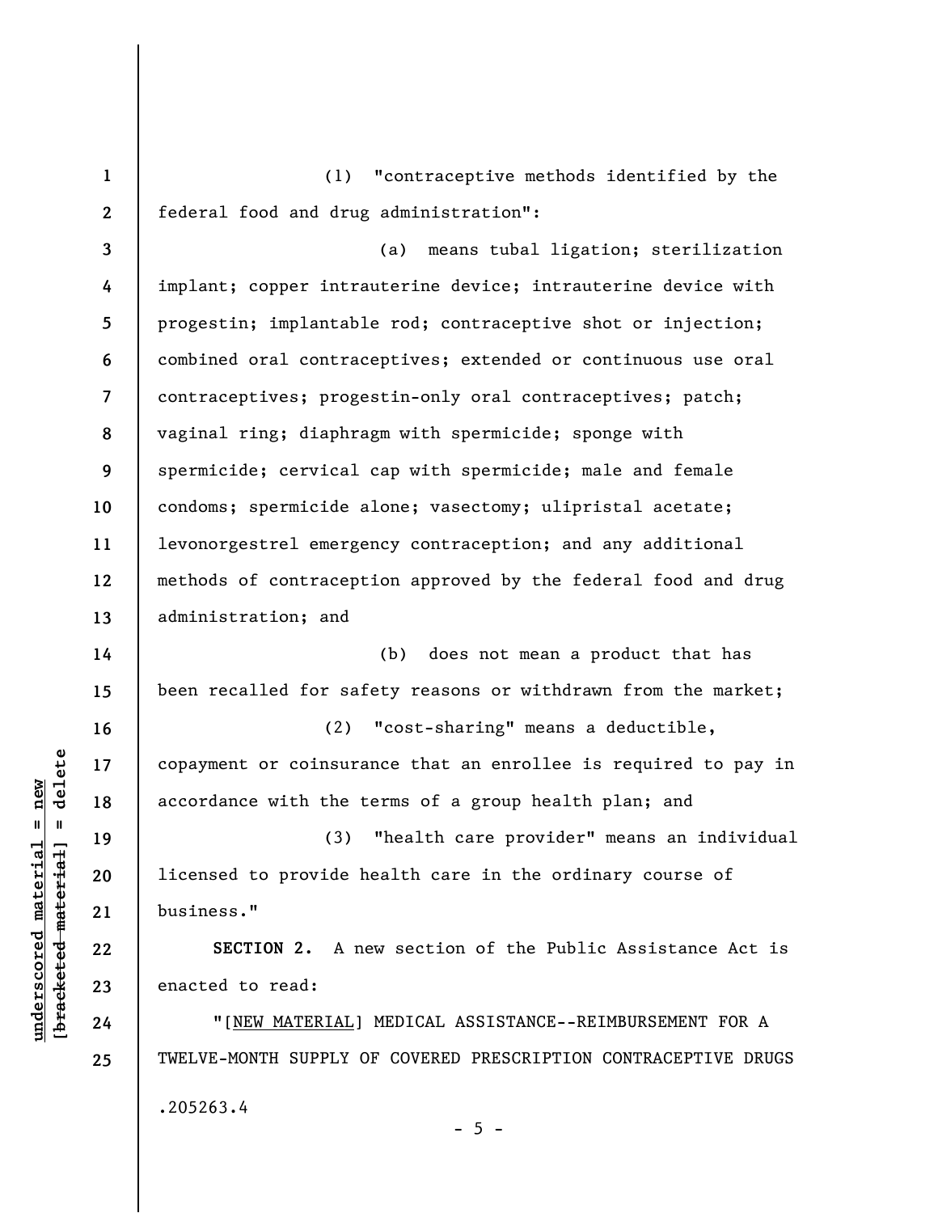(1) "contraceptive methods identified by the federal food and drug administration":

(a) means tubal ligation; sterilization implant; copper intrauterine device; intrauterine device with progestin; implantable rod; contraceptive shot or injection; combined oral contraceptives; extended or continuous use oral contraceptives; progestin-only oral contraceptives; patch; vaginal ring; diaphragm with spermicide; sponge with spermicide; cervical cap with spermicide; male and female condoms; spermicide alone; vasectomy; ulipristal acetate; levonorgestrel emergency contraception; and any additional methods of contraception approved by the federal food and drug administration; and

(b) does not mean a product that has been recalled for safety reasons or withdrawn from the market;

(2) "cost-sharing" means a deductible, copayment or coinsurance that an enrollee is required to pay in accordance with the terms of a group health plan; and

(3) "health care provider" means an individual licensed to provide health care in the ordinary course of business."

**SECTION 2.** A new section of the Public Assistance Act is enacted to read:

"[NEW MATERIAL] MEDICAL ASSISTANCE--REIMBURSEMENT FOR A TWELVE-MONTH SUPPLY OF COVERED PRESCRIPTION CONTRACEPTIVE DRUGS

.205263.4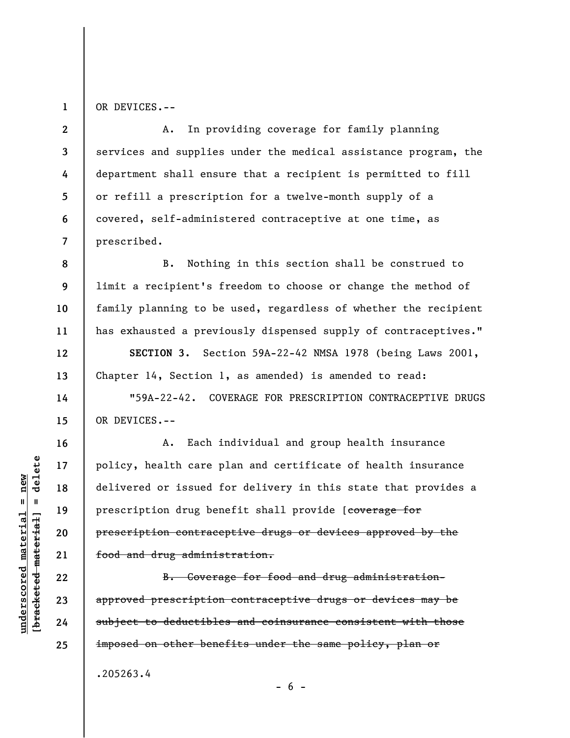OR DEVICES.--

A. In providing coverage for family planning services and supplies under the medical assistance program, the department shall ensure that a recipient is permitted to fill or refill a prescription for a twelve-month supply of a covered, self-administered contraceptive at one time, as prescribed.

B. Nothing in this section shall be construed to limit a recipient's freedom to choose or change the method of family planning to be used, regardless of whether the recipient has exhausted a previously dispensed supply of contraceptives."

**SECTION 3.** Section 59A-22-42 NMSA 1978 (being Laws 2001, Chapter 14, Section 1, as amended) is amended to read:

"59A-22-42. COVERAGE FOR PRESCRIPTION CONTRACEPTIVE DRUGS OR DEVICES.--

A. Each individual and group health insurance policy, health care plan and certificate of health insurance delivered or issued for delivery in this state that provides a prescription drug benefit shall provide [~~coverage for prescription contraceptive drugs or devices approved by the food and drug administration.~~

~~B. Coverage for food and drug administration-approved prescription contraceptive drugs or devices may be subject to deductibles and coinsurance consistent with those imposed on other benefits under the same policy, plan or~~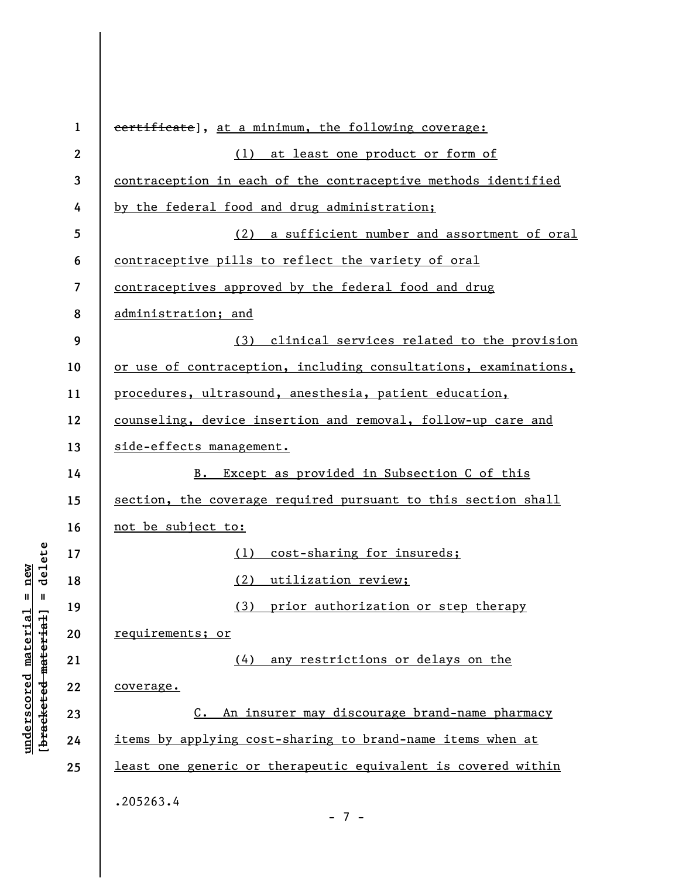~~certificate~~], at a minimum, the following coverage:

(1) at least one product or form of contraception in each of the contraceptive methods identified by the federal food and drug administration;

(2) a sufficient number and assortment of oral contraceptive pills to reflect the variety of oral contraceptives approved by the federal food and drug administration; and

(3) clinical services related to the provision or use of contraception, including consultations, examinations, procedures, ultrasound, anesthesia, patient education, counseling, device insertion and removal, follow-up care and side-effects management.

B. Except as provided in Subsection C of this section, the coverage required pursuant to this section shall not be subject to:

(1) cost-sharing for insureds;

(2) utilization review;

(3) prior authorization or step therapy requirements; or

(4) any restrictions or delays on the coverage.

C. An insurer may discourage brand-name pharmacy items by applying cost-sharing to brand-name items when at least one generic or therapeutic equivalent is covered within

.205263.4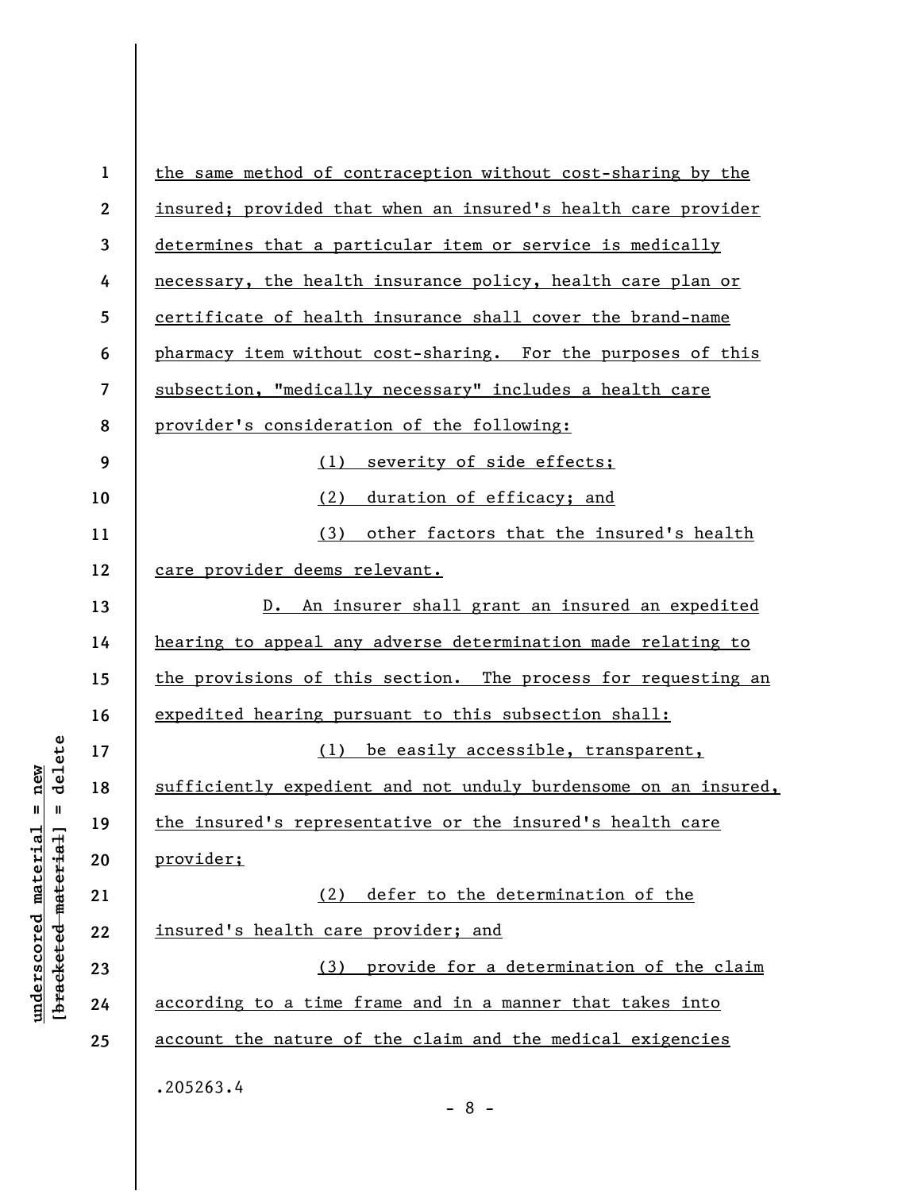the same method of contraception without cost-sharing by the insured; provided that when an insured's health care provider determines that a particular item or service is medically necessary, the health insurance policy, health care plan or certificate of health insurance shall cover the brand-name pharmacy item without cost-sharing. For the purposes of this subsection, "medically necessary" includes a health care provider's consideration of the following:

(1) severity of side effects;

(2) duration of efficacy; and

(3) other factors that the insured's health care provider deems relevant.

D. An insurer shall grant an insured an expedited hearing to appeal any adverse determination made relating to the provisions of this section. The process for requesting an expedited hearing pursuant to this subsection shall:

(1) be easily accessible, transparent, sufficiently expedient and not unduly burdensome on an insured, the insured's representative or the insured's health care provider;

(2) defer to the determination of the insured's health care provider; and

(3) provide for a determination of the claim according to a time frame and in a manner that takes into account the nature of the claim and the medical exigencies

.205263.4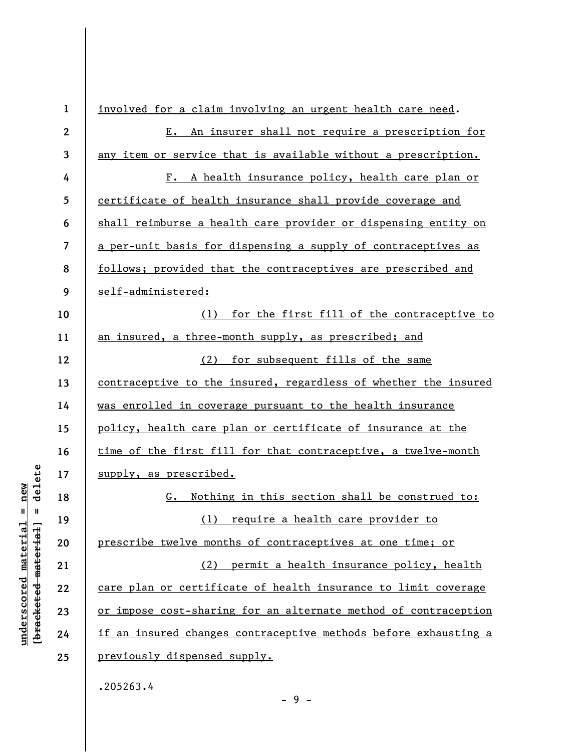involved for a claim involving an urgent health care need.

E. An insurer shall not require a prescription for any item or service that is available without a prescription.

F. A health insurance policy, health care plan or certificate of health insurance shall provide coverage and shall reimburse a health care provider or dispensing entity on a per-unit basis for dispensing a supply of contraceptives as follows; provided that the contraceptives are prescribed and self-administered:

(1) for the first fill of the contraceptive to an insured, a three-month supply, as prescribed; and

(2) for subsequent fills of the same contraceptive to the insured, regardless of whether the insured was enrolled in coverage pursuant to the health insurance policy, health care plan or certificate of insurance at the time of the first fill for that contraceptive, a twelve-month supply, as prescribed.

G. Nothing in this section shall be construed to:

(1) require a health care provider to prescribe twelve months of contraceptives at one time; or

(2) permit a health insurance policy, health care plan or certificate of health insurance to limit coverage or impose cost-sharing for an alternate method of contraception if an insured changes contraceptive methods before exhausting a previously dispensed supply.

.205263.4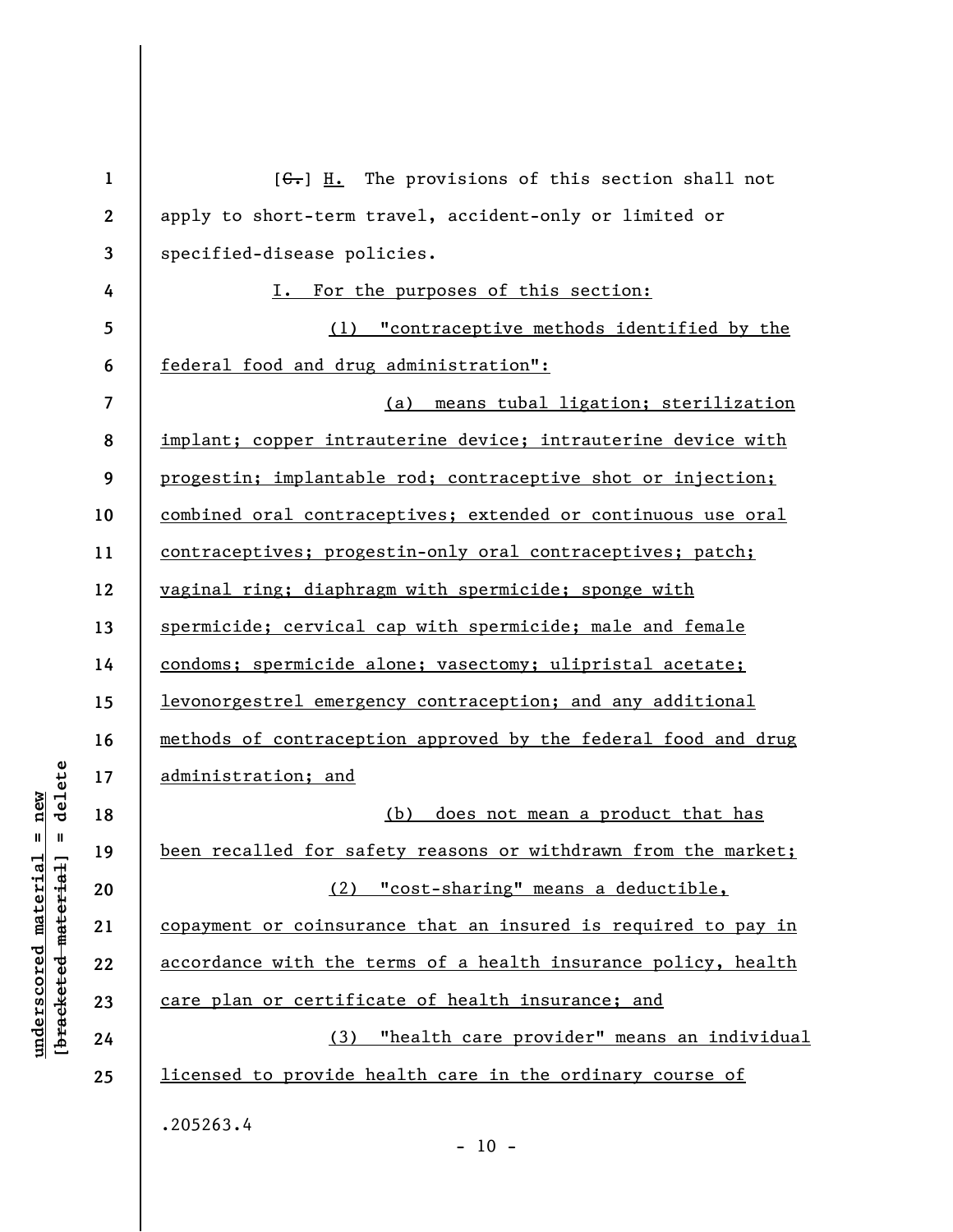[~~G.~~] H. The provisions of this section shall not apply to short-term travel, accident-only or limited or specified-disease policies.

<u>I. For the purposes of this section:</u>

<u>(1) "contraceptive methods identified by the federal food and drug administration":</u>

<u>(a) means tubal ligation; sterilization implant; copper intrauterine device; intrauterine device with progestin; implantable rod; contraceptive shot or injection; combined oral contraceptives; extended or continuous use oral contraceptives; progestin-only oral contraceptives; patch; vaginal ring; diaphragm with spermicide; sponge with spermicide; cervical cap with spermicide; male and female condoms; spermicide alone; vasectomy; ulipristal acetate; levonorgestrel emergency contraception; and any additional methods of contraception approved by the federal food and drug administration; and</u>

<u>(b) does not mean a product that has been recalled for safety reasons or withdrawn from the market;</u>

<u>(2) "cost-sharing" means a deductible, copayment or coinsurance that an insured is required to pay in accordance with the terms of a health insurance policy, health care plan or certificate of health insurance; and</u>

<u>(3) "health care provider" means an individual licensed to provide health care in the ordinary course of</u>

.205263.4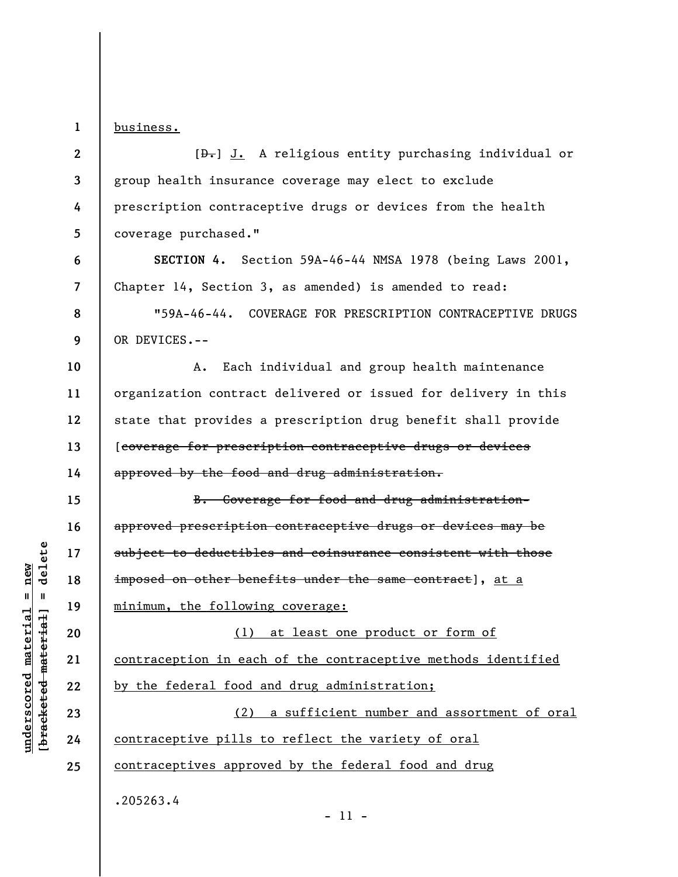business.

[~~D.~~] J. A religious entity purchasing individual or group health insurance coverage may elect to exclude prescription contraceptive drugs or devices from the health coverage purchased."

**SECTION 4.** Section 59A-46-44 NMSA 1978 (being Laws 2001, Chapter 14, Section 3, as amended) is amended to read:

"59A-46-44. COVERAGE FOR PRESCRIPTION CONTRACEPTIVE DRUGS OR DEVICES.--

A. Each individual and group health maintenance organization contract delivered or issued for delivery in this state that provides a prescription drug benefit shall provide [~~coverage for prescription contraceptive drugs or devices approved by the food and drug administration.~~

~~B. Coverage for food and drug administration-approved prescription contraceptive drugs or devices may be subject to deductibles and coinsurance consistent with those imposed on other benefits under the same contract~~], at a minimum, the following coverage:

(1) at least one product or form of contraception in each of the contraceptive methods identified by the federal food and drug administration;

(2) a sufficient number and assortment of oral contraceptive pills to reflect the variety of oral contraceptives approved by the federal food and drug

.205263.4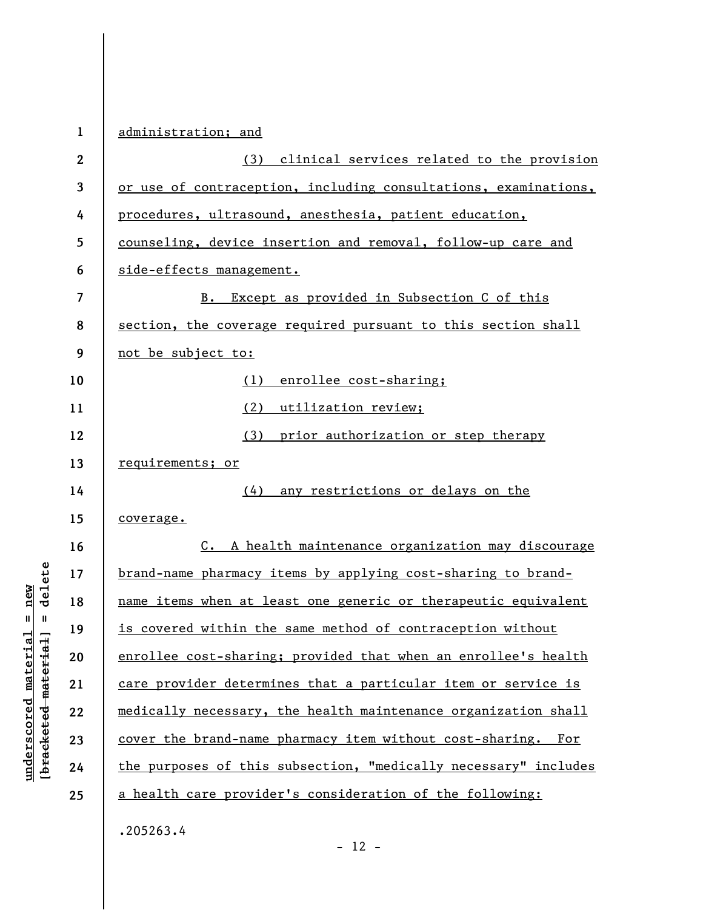administration; and

(3) clinical services related to the provision or use of contraception, including consultations, examinations, procedures, ultrasound, anesthesia, patient education, counseling, device insertion and removal, follow-up care and side-effects management.

B. Except as provided in Subsection C of this section, the coverage required pursuant to this section shall not be subject to:

(1) enrollee cost-sharing;

(2) utilization review;

(3) prior authorization or step therapy requirements; or

(4) any restrictions or delays on the coverage.

C. A health maintenance organization may discourage brand-name pharmacy items by applying cost-sharing to brand-name items when at least one generic or therapeutic equivalent is covered within the same method of contraception without enrollee cost-sharing; provided that when an enrollee's health care provider determines that a particular item or service is medically necessary, the health maintenance organization shall cover the brand-name pharmacy item without cost-sharing. For the purposes of this subsection, "medically necessary" includes a health care provider's consideration of the following:

.205263.4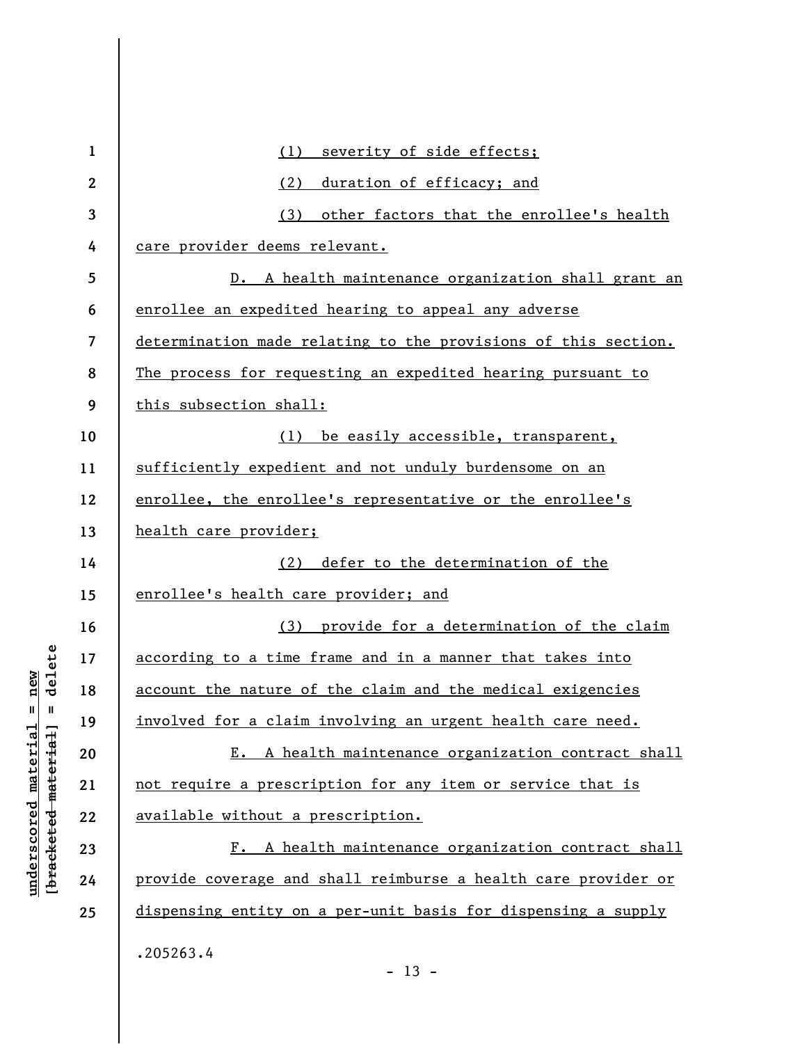(1) severity of side effects;

(2) duration of efficacy; and

(3) other factors that the enrollee's health care provider deems relevant.

D. A health maintenance organization shall grant an enrollee an expedited hearing to appeal any adverse determination made relating to the provisions of this section. The process for requesting an expedited hearing pursuant to this subsection shall:

(1) be easily accessible, transparent, sufficiently expedient and not unduly burdensome on an enrollee, the enrollee's representative or the enrollee's health care provider;

(2) defer to the determination of the enrollee's health care provider; and

(3) provide for a determination of the claim according to a time frame and in a manner that takes into account the nature of the claim and the medical exigencies involved for a claim involving an urgent health care need.

E. A health maintenance organization contract shall not require a prescription for any item or service that is available without a prescription.

F. A health maintenance organization contract shall provide coverage and shall reimburse a health care provider or dispensing entity on a per-unit basis for dispensing a supply

.205263.4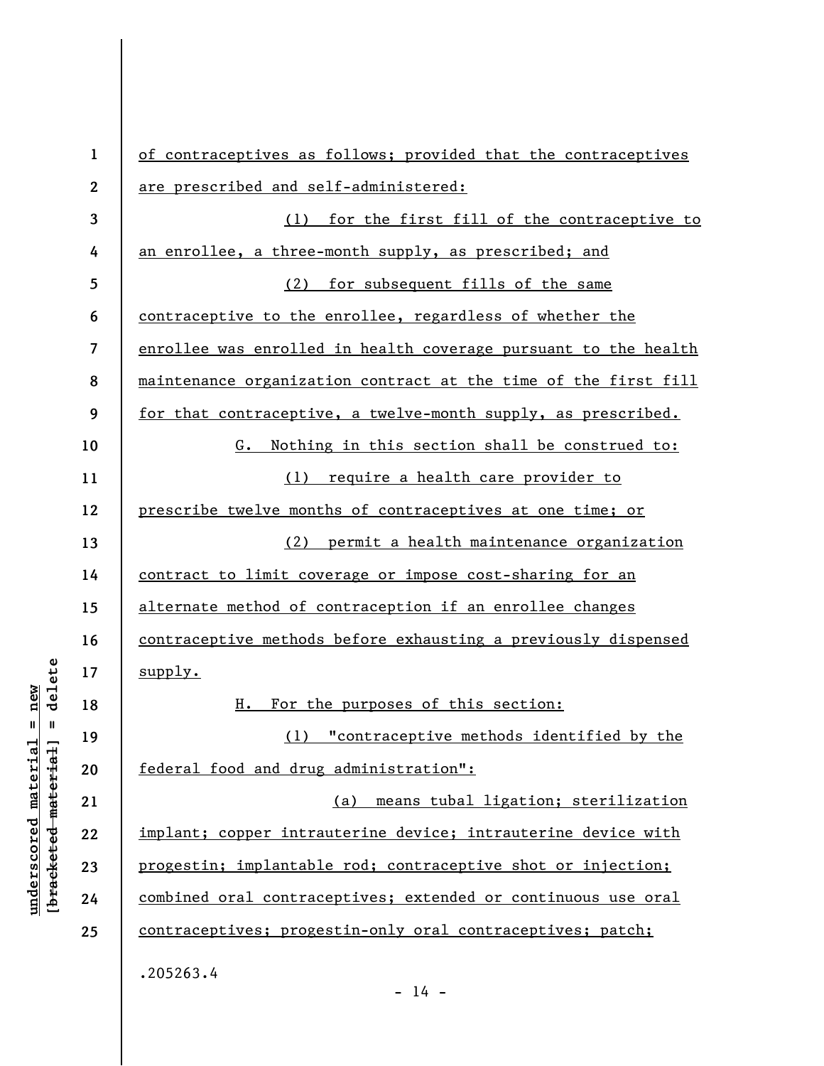of contraceptives as follows; provided that the contraceptives are prescribed and self-administered:

(1) for the first fill of the contraceptive to an enrollee, a three-month supply, as prescribed; and

(2) for subsequent fills of the same contraceptive to the enrollee, regardless of whether the enrollee was enrolled in health coverage pursuant to the health maintenance organization contract at the time of the first fill for that contraceptive, a twelve-month supply, as prescribed.

G. Nothing in this section shall be construed to:

(1) require a health care provider to prescribe twelve months of contraceptives at one time; or

(2) permit a health maintenance organization contract to limit coverage or impose cost-sharing for an alternate method of contraception if an enrollee changes contraceptive methods before exhausting a previously dispensed supply.

H. For the purposes of this section:

(1) "contraceptive methods identified by the federal food and drug administration":

(a) means tubal ligation; sterilization implant; copper intrauterine device; intrauterine device with progestin; implantable rod; contraceptive shot or injection; combined oral contraceptives; extended or continuous use oral contraceptives; progestin-only oral contraceptives; patch;

.205263.4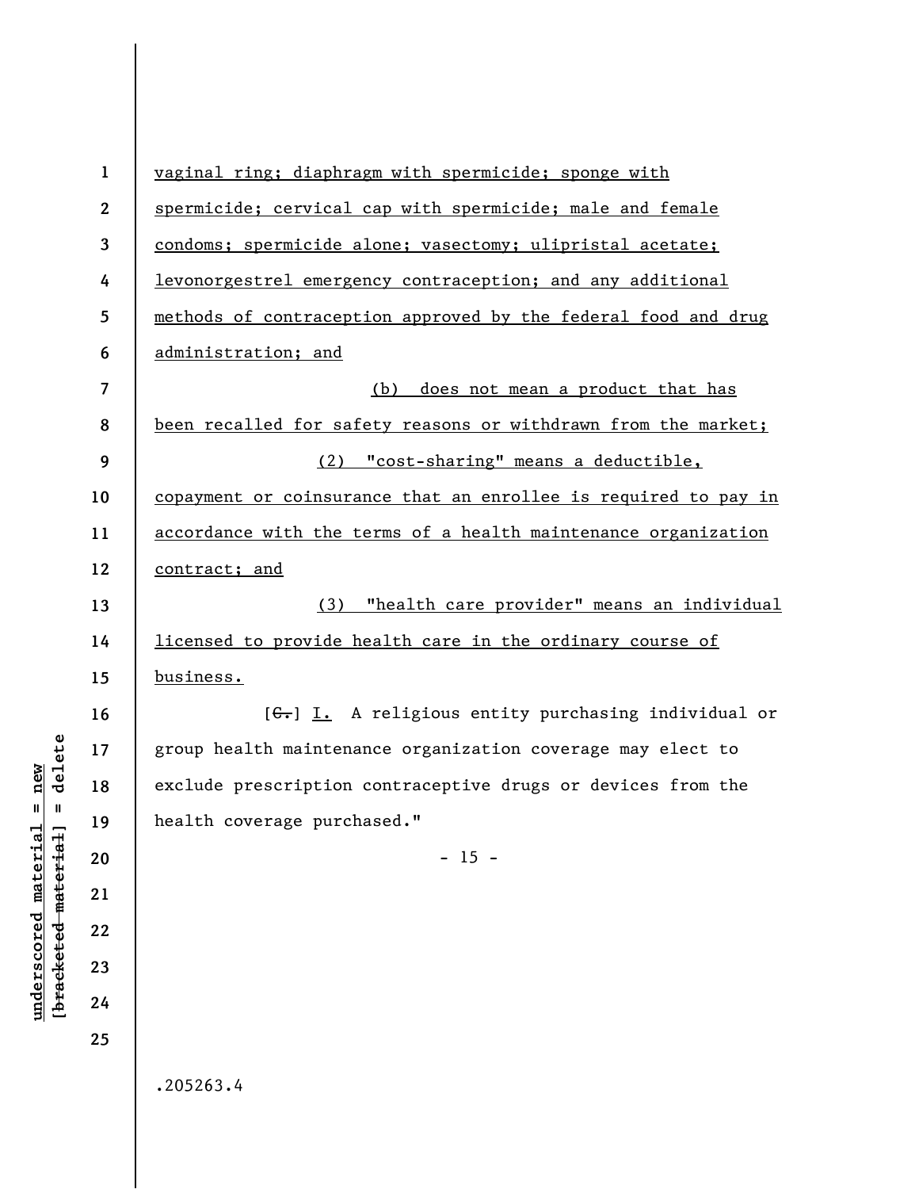vaginal ring; diaphragm with spermicide; sponge with spermicide; cervical cap with spermicide; male and female condoms; spermicide alone; vasectomy; ulipristal acetate; levonorgestrel emergency contraception; and any additional methods of contraception approved by the federal food and drug administration; and

(b) does not mean a product that has been recalled for safety reasons or withdrawn from the market;

(2) "cost-sharing" means a deductible, copayment or coinsurance that an enrollee is required to pay in accordance with the terms of a health maintenance organization contract; and

(3) "health care provider" means an individual licensed to provide health care in the ordinary course of business.

[~~C.~~] I. A religious entity purchasing individual or group health maintenance organization coverage may elect to exclude prescription contraceptive drugs or devices from the health coverage purchased."

.205263.4